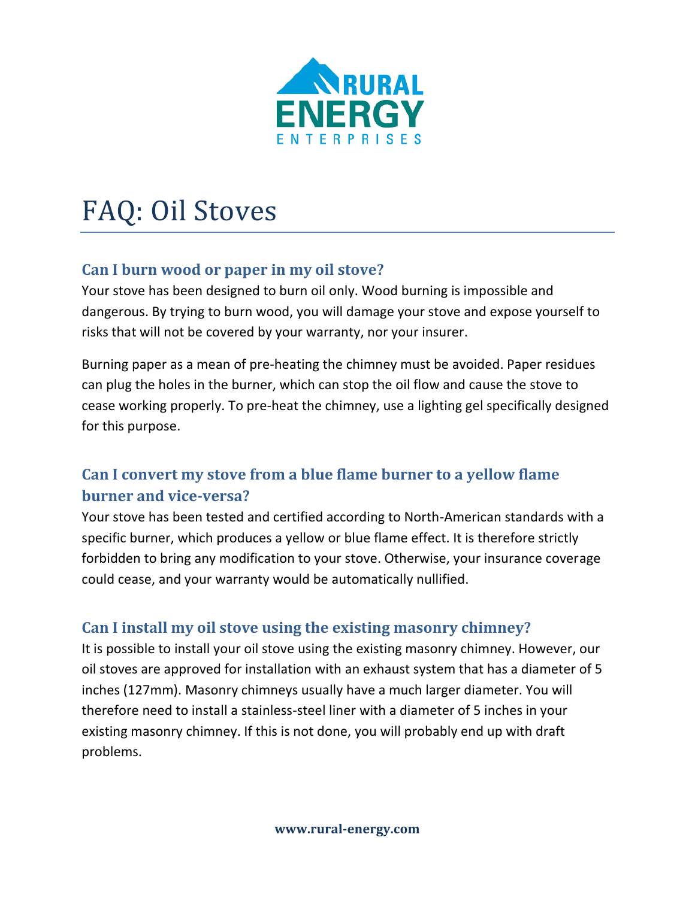RURAL ENERGY ENTERPRISES

# FAQ: Oil Stoves

## Can I burn wood or paper in my oil stove?

Your stove has been designed to burn oil only. Wood burning is impossible and dangerous. By trying to burn wood, you will damage your stove and expose yourself to risks that will not be covered by your warranty, nor your insurer.

Burning paper as a mean of pre-heating the chimney must be avoided. Paper residues can plug the holes in the burner, which can stop the oil flow and cause the stove to cease working properly. To pre-heat the chimney, use a lighting gel specifically designed for this purpose.

## Can I convert my stove from a blue flame burner to a yellow flame burner and vice-versa?

Your stove has been tested and certified according to North-American standards with a specific burner, which produces a yellow or blue flame effect. It is therefore strictly forbidden to bring any modification to your stove. Otherwise, your insurance coverage could cease, and your warranty would be automatically nullified.

## Can I install my oil stove using the existing masonry chimney?

It is possible to install your oil stove using the existing masonry chimney. However, our oil stoves are approved for installation with an exhaust system that has a diameter of 5 inches (127mm). Masonry chimneys usually have a much larger diameter. You will therefore need to install a stainless-steel liner with a diameter of 5 inches in your existing masonry chimney. If this is not done, you will probably end up with draft problems.

**www.rural-energy.com**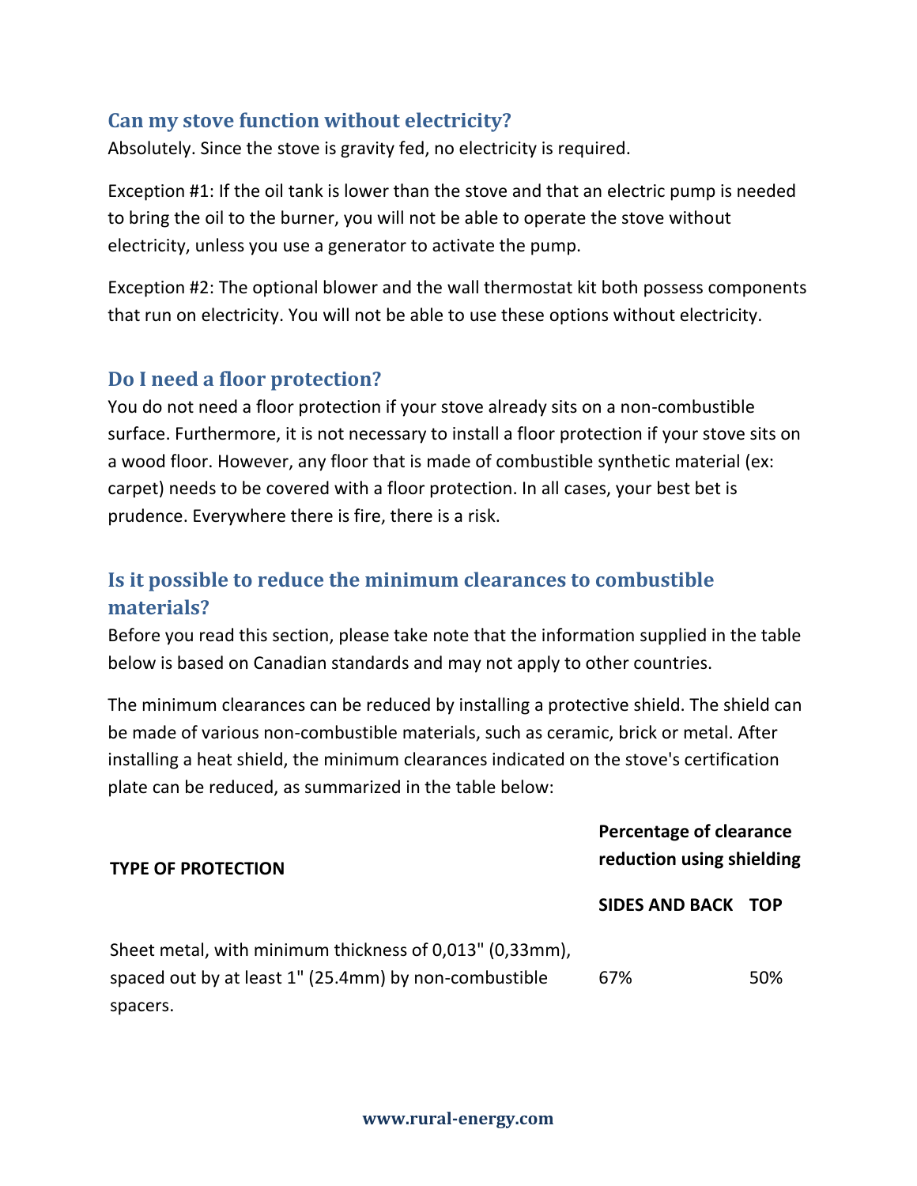## Can my stove function without electricity?

Absolutely. Since the stove is gravity fed, no electricity is required.

Exception #1: If the oil tank is lower than the stove and that an electric pump is needed to bring the oil to the burner, you will not be able to operate the stove without electricity, unless you use a generator to activate the pump.

Exception #2: The optional blower and the wall thermostat kit both possess components that run on electricity. You will not be able to use these options without electricity.

## Do I need a floor protection?

You do not need a floor protection if your stove already sits on a non-combustible surface. Furthermore, it is not necessary to install a floor protection if your stove sits on a wood floor. However, any floor that is made of combustible synthetic material (ex: carpet) needs to be covered with a floor protection. In all cases, your best bet is prudence. Everywhere there is fire, there is a risk.

## Is it possible to reduce the minimum clearances to combustible materials?

Before you read this section, please take note that the information supplied in the table below is based on Canadian standards and may not apply to other countries.

The minimum clearances can be reduced by installing a protective shield. The shield can be made of various non-combustible materials, such as ceramic, brick or metal. After installing a heat shield, the minimum clearances indicated on the stove's certification plate can be reduced, as summarized in the table below:

| TYPE OF PROTECTION | Percentage of clearance reduction using shielding | |
|---|---|---|
| | **SIDES AND BACK** | **TOP** |
| Sheet metal, with minimum thickness of 0,013" (0,33mm), spaced out by at least 1" (25.4mm) by non-combustible spacers. | 67% | 50% |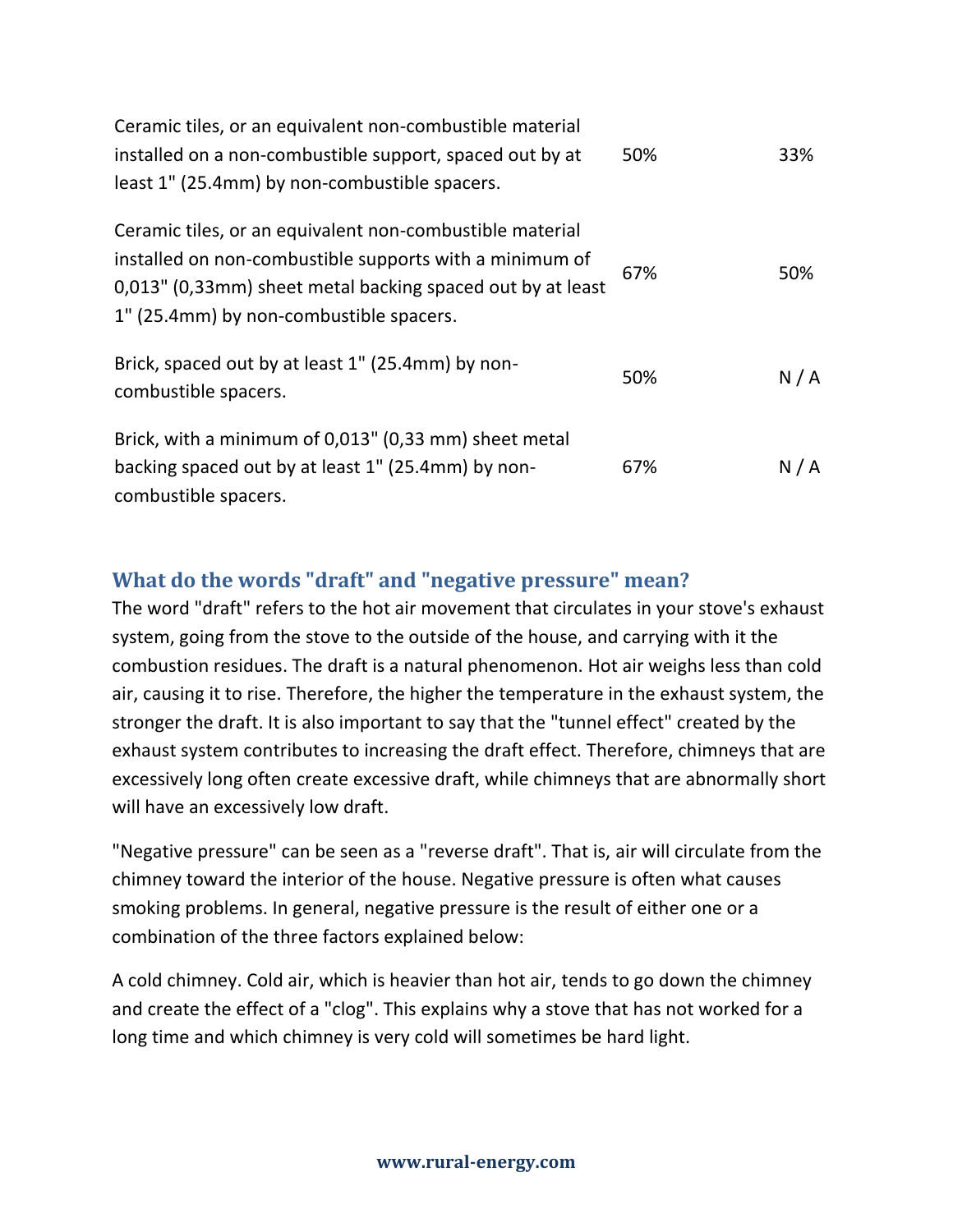| | | |
|---|---|---|
| Ceramic tiles, or an equivalent non-combustible material installed on a non-combustible support, spaced out by at least 1" (25.4mm) by non-combustible spacers. | 50% | 33% |
| Ceramic tiles, or an equivalent non-combustible material installed on non-combustible supports with a minimum of 0,013" (0,33mm) sheet metal backing spaced out by at least 1" (25.4mm) by non-combustible spacers. | 67% | 50% |
| Brick, spaced out by at least 1" (25.4mm) by non-combustible spacers. | 50% | N / A |
| Brick, with a minimum of 0,013" (0,33 mm) sheet metal backing spaced out by at least 1" (25.4mm) by non-combustible spacers. | 67% | N / A |

## What do the words "draft" and "negative pressure" mean?

The word "draft" refers to the hot air movement that circulates in your stove's exhaust system, going from the stove to the outside of the house, and carrying with it the combustion residues. The draft is a natural phenomenon. Hot air weighs less than cold air, causing it to rise. Therefore, the higher the temperature in the exhaust system, the stronger the draft. It is also important to say that the "tunnel effect" created by the exhaust system contributes to increasing the draft effect. Therefore, chimneys that are excessively long often create excessive draft, while chimneys that are abnormally short will have an excessively low draft.

"Negative pressure" can be seen as a "reverse draft". That is, air will circulate from the chimney toward the interior of the house. Negative pressure is often what causes smoking problems. In general, negative pressure is the result of either one or a combination of the three factors explained below:

A cold chimney. Cold air, which is heavier than hot air, tends to go down the chimney and create the effect of a "clog". This explains why a stove that has not worked for a long time and which chimney is very cold will sometimes be hard light.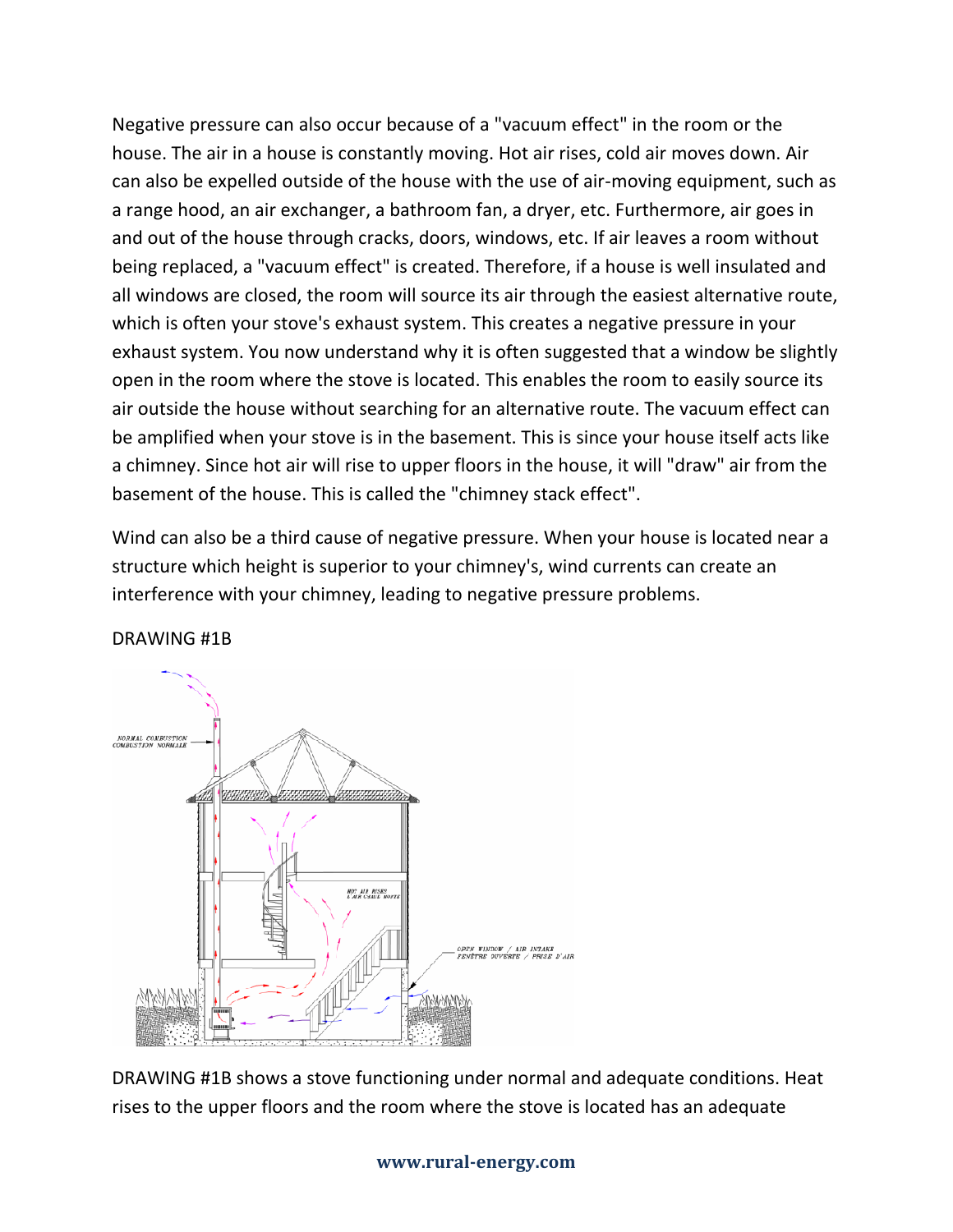Negative pressure can also occur because of a "vacuum effect" in the room or the house. The air in a house is constantly moving. Hot air rises, cold air moves down. Air can also be expelled outside of the house with the use of air-moving equipment, such as a range hood, an air exchanger, a bathroom fan, a dryer, etc. Furthermore, air goes in and out of the house through cracks, doors, windows, etc. If air leaves a room without being replaced, a "vacuum effect" is created. Therefore, if a house is well insulated and all windows are closed, the room will source its air through the easiest alternative route, which is often your stove's exhaust system. This creates a negative pressure in your exhaust system. You now understand why it is often suggested that a window be slightly open in the room where the stove is located. This enables the room to easily source its air outside the house without searching for an alternative route. The vacuum effect can be amplified when your stove is in the basement. This is since your house itself acts like a chimney. Since hot air will rise to upper floors in the house, it will "draw" air from the basement of the house. This is called the "chimney stack effect".

Wind can also be a third cause of negative pressure. When your house is located near a structure which height is superior to your chimney's, wind currents can create an interference with your chimney, leading to negative pressure problems.

DRAWING #1B

DRAWING #1B shows a stove functioning under normal and adequate conditions. Heat rises to the upper floors and the room where the stove is located has an adequate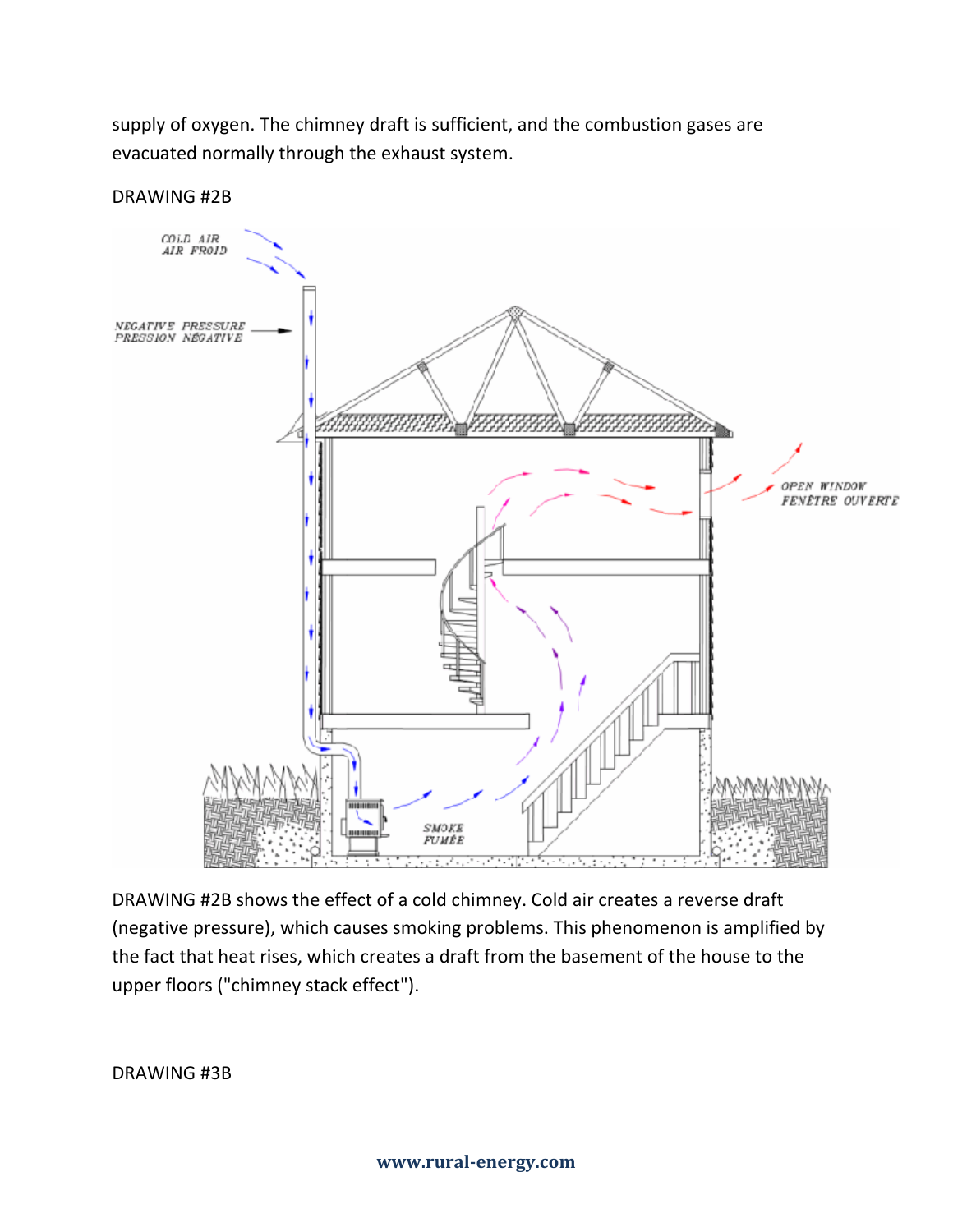supply of oxygen. The chimney draft is sufficient, and the combustion gases are evacuated normally through the exhaust system.

DRAWING #2B

DRAWING #2B shows the effect of a cold chimney. Cold air creates a reverse draft (negative pressure), which causes smoking problems. This phenomenon is amplified by the fact that heat rises, which creates a draft from the basement of the house to the upper floors ("chimney stack effect").

DRAWING #3B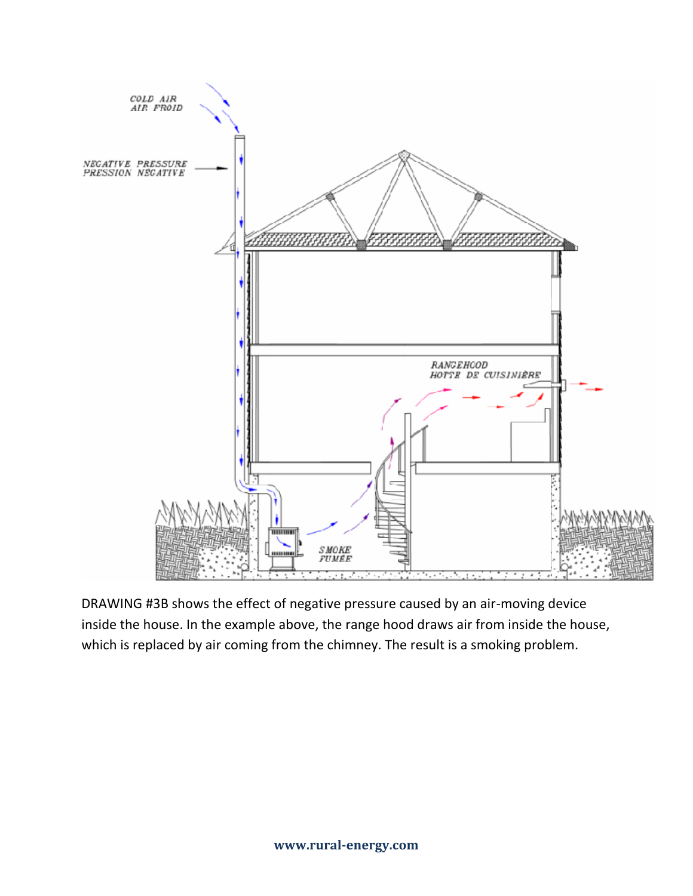COLD AIR
AIR FROID

NEGATIVE PRESSURE
PRESSION NÉGATIVE

RANGEHOOD
HOTTE DE CUISINIÈRE

SMOKE
FUMÉE

DRAWING #3B shows the effect of negative pressure caused by an air-moving device inside the house. In the example above, the range hood draws air from inside the house, which is replaced by air coming from the chimney. The result is a smoking problem.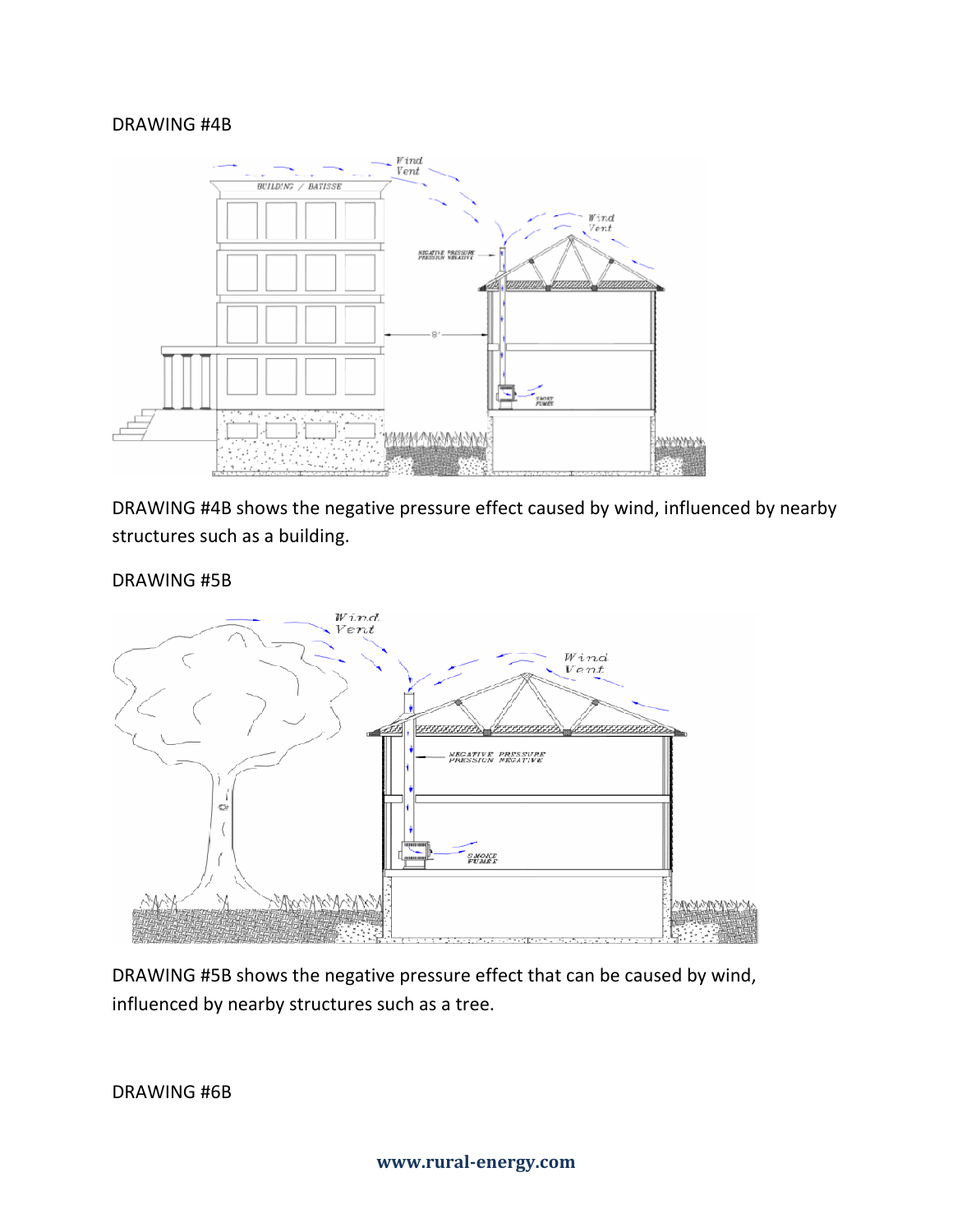DRAWING #4B

DRAWING #4B shows the negative pressure effect caused by wind, influenced by nearby structures such as a building.

DRAWING #5B

DRAWING #5B shows the negative pressure effect that can be caused by wind, influenced by nearby structures such as a tree.

DRAWING #6B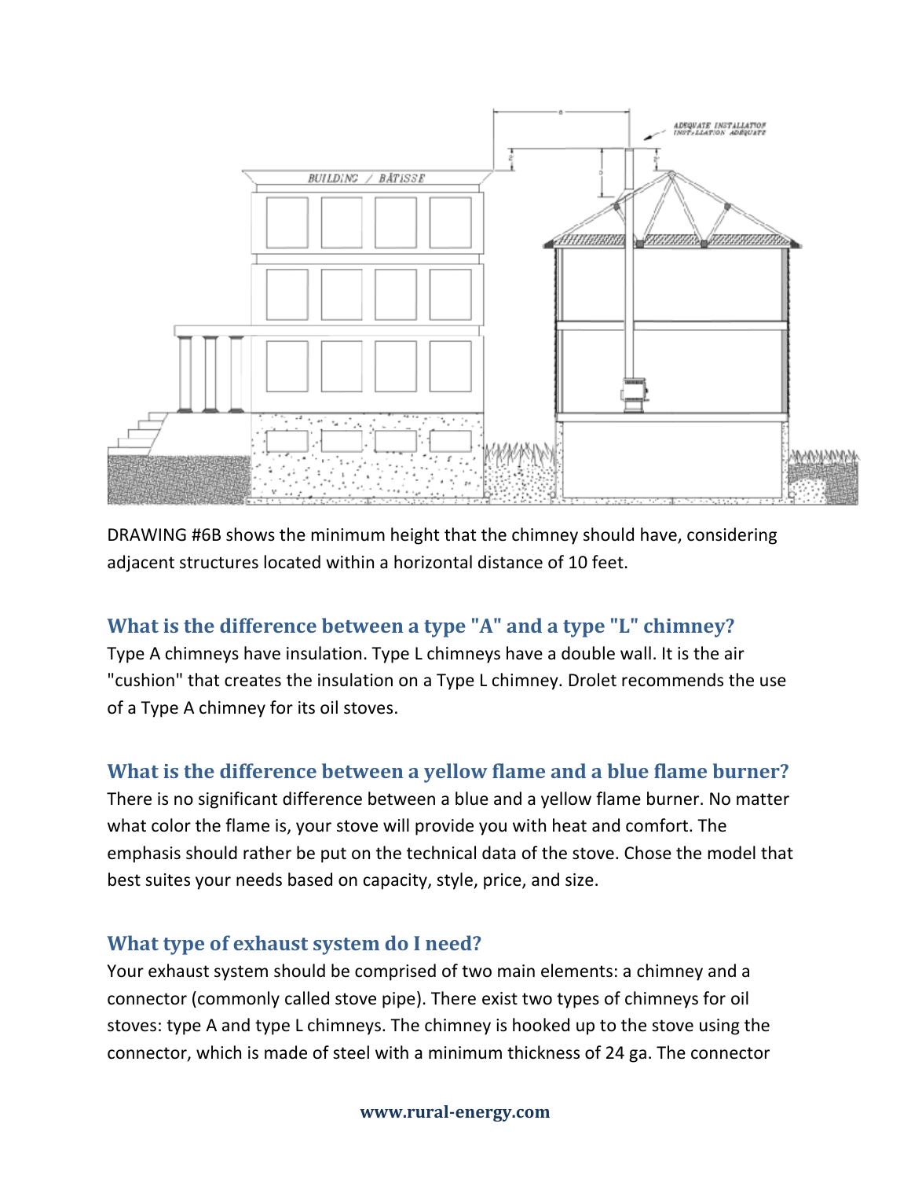DRAWING #6B shows the minimum height that the chimney should have, considering adjacent structures located within a horizontal distance of 10 feet.

## What is the difference between a type "A" and a type "L" chimney?

Type A chimneys have insulation. Type L chimneys have a double wall. It is the air "cushion" that creates the insulation on a Type L chimney. Drolet recommends the use of a Type A chimney for its oil stoves.

## What is the difference between a yellow flame and a blue flame burner?

There is no significant difference between a blue and a yellow flame burner. No matter what color the flame is, your stove will provide you with heat and comfort. The emphasis should rather be put on the technical data of the stove. Chose the model that best suites your needs based on capacity, style, price, and size.

## What type of exhaust system do I need?

Your exhaust system should be comprised of two main elements: a chimney and a connector (commonly called stove pipe). There exist two types of chimneys for oil stoves: type A and type L chimneys. The chimney is hooked up to the stove using the connector, which is made of steel with a minimum thickness of 24 ga. The connector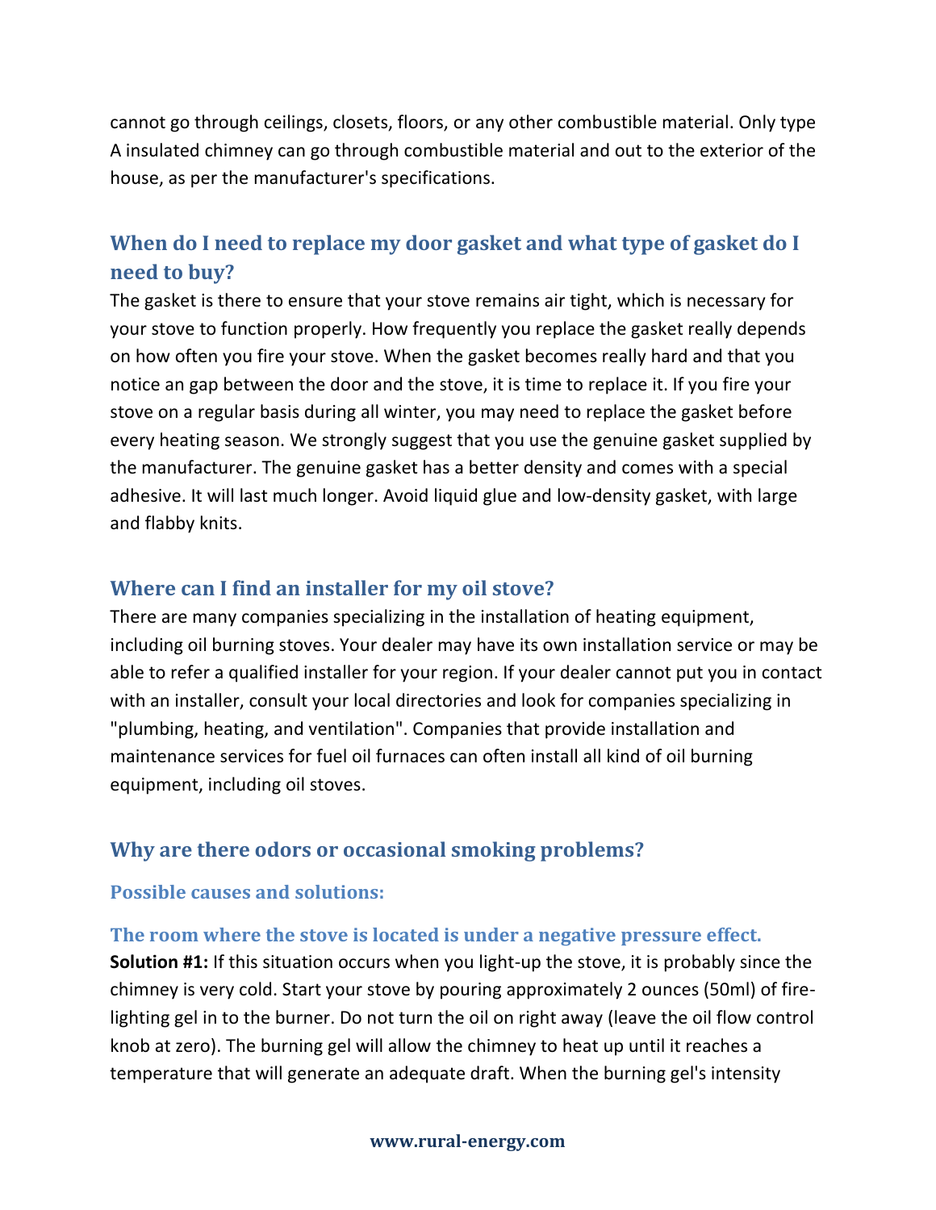cannot go through ceilings, closets, floors, or any other combustible material. Only type A insulated chimney can go through combustible material and out to the exterior of the house, as per the manufacturer's specifications.

## When do I need to replace my door gasket and what type of gasket do I need to buy?

The gasket is there to ensure that your stove remains air tight, which is necessary for your stove to function properly. How frequently you replace the gasket really depends on how often you fire your stove. When the gasket becomes really hard and that you notice an gap between the door and the stove, it is time to replace it. If you fire your stove on a regular basis during all winter, you may need to replace the gasket before every heating season. We strongly suggest that you use the genuine gasket supplied by the manufacturer. The genuine gasket has a better density and comes with a special adhesive. It will last much longer. Avoid liquid glue and low-density gasket, with large and flabby knits.

## Where can I find an installer for my oil stove?

There are many companies specializing in the installation of heating equipment, including oil burning stoves. Your dealer may have its own installation service or may be able to refer a qualified installer for your region. If your dealer cannot put you in contact with an installer, consult your local directories and look for companies specializing in "plumbing, heating, and ventilation". Companies that provide installation and maintenance services for fuel oil furnaces can often install all kind of oil burning equipment, including oil stoves.

## Why are there odors or occasional smoking problems?

### Possible causes and solutions:

### The room where the stove is located is under a negative pressure effect.

**Solution #1:** If this situation occurs when you light-up the stove, it is probably since the chimney is very cold. Start your stove by pouring approximately 2 ounces (50ml) of fire-lighting gel in to the burner. Do not turn the oil on right away (leave the oil flow control knob at zero). The burning gel will allow the chimney to heat up until it reaches a temperature that will generate an adequate draft. When the burning gel's intensity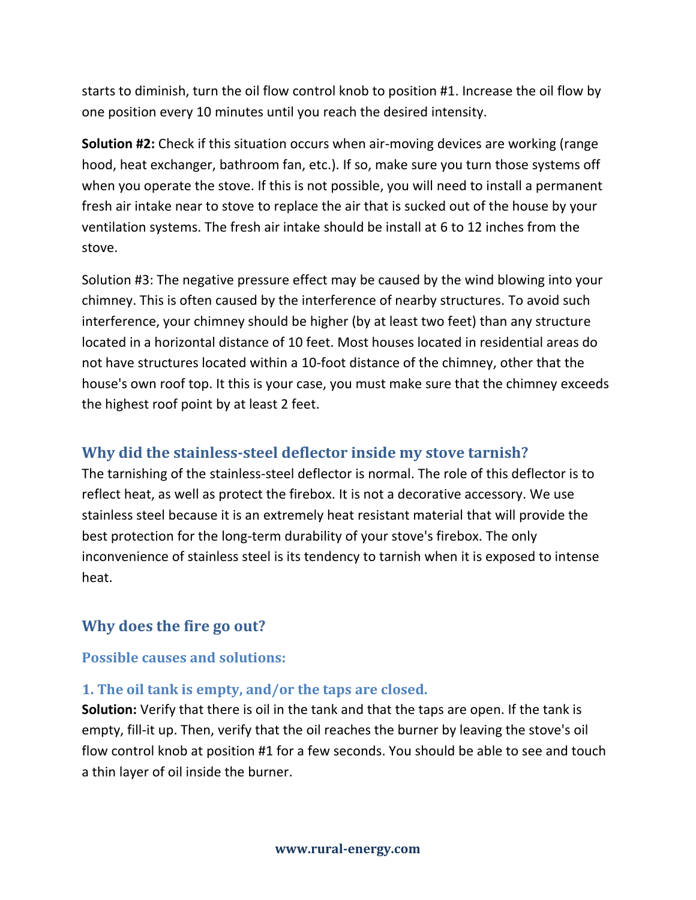starts to diminish, turn the oil flow control knob to position #1. Increase the oil flow by one position every 10 minutes until you reach the desired intensity.

**Solution #2:** Check if this situation occurs when air-moving devices are working (range hood, heat exchanger, bathroom fan, etc.). If so, make sure you turn those systems off when you operate the stove. If this is not possible, you will need to install a permanent fresh air intake near to stove to replace the air that is sucked out of the house by your ventilation systems. The fresh air intake should be install at 6 to 12 inches from the stove.

Solution #3: The negative pressure effect may be caused by the wind blowing into your chimney. This is often caused by the interference of nearby structures. To avoid such interference, your chimney should be higher (by at least two feet) than any structure located in a horizontal distance of 10 feet. Most houses located in residential areas do not have structures located within a 10-foot distance of the chimney, other that the house's own roof top. It this is your case, you must make sure that the chimney exceeds the highest roof point by at least 2 feet.

## Why did the stainless-steel deflector inside my stove tarnish?

The tarnishing of the stainless-steel deflector is normal. The role of this deflector is to reflect heat, as well as protect the firebox. It is not a decorative accessory. We use stainless steel because it is an extremely heat resistant material that will provide the best protection for the long-term durability of your stove's firebox. The only inconvenience of stainless steel is its tendency to tarnish when it is exposed to intense heat.

## Why does the fire go out?

### Possible causes and solutions:

### 1. The oil tank is empty, and/or the taps are closed.

**Solution:** Verify that there is oil in the tank and that the taps are open. If the tank is empty, fill-it up. Then, verify that the oil reaches the burner by leaving the stove's oil flow control knob at position #1 for a few seconds. You should be able to see and touch a thin layer of oil inside the burner.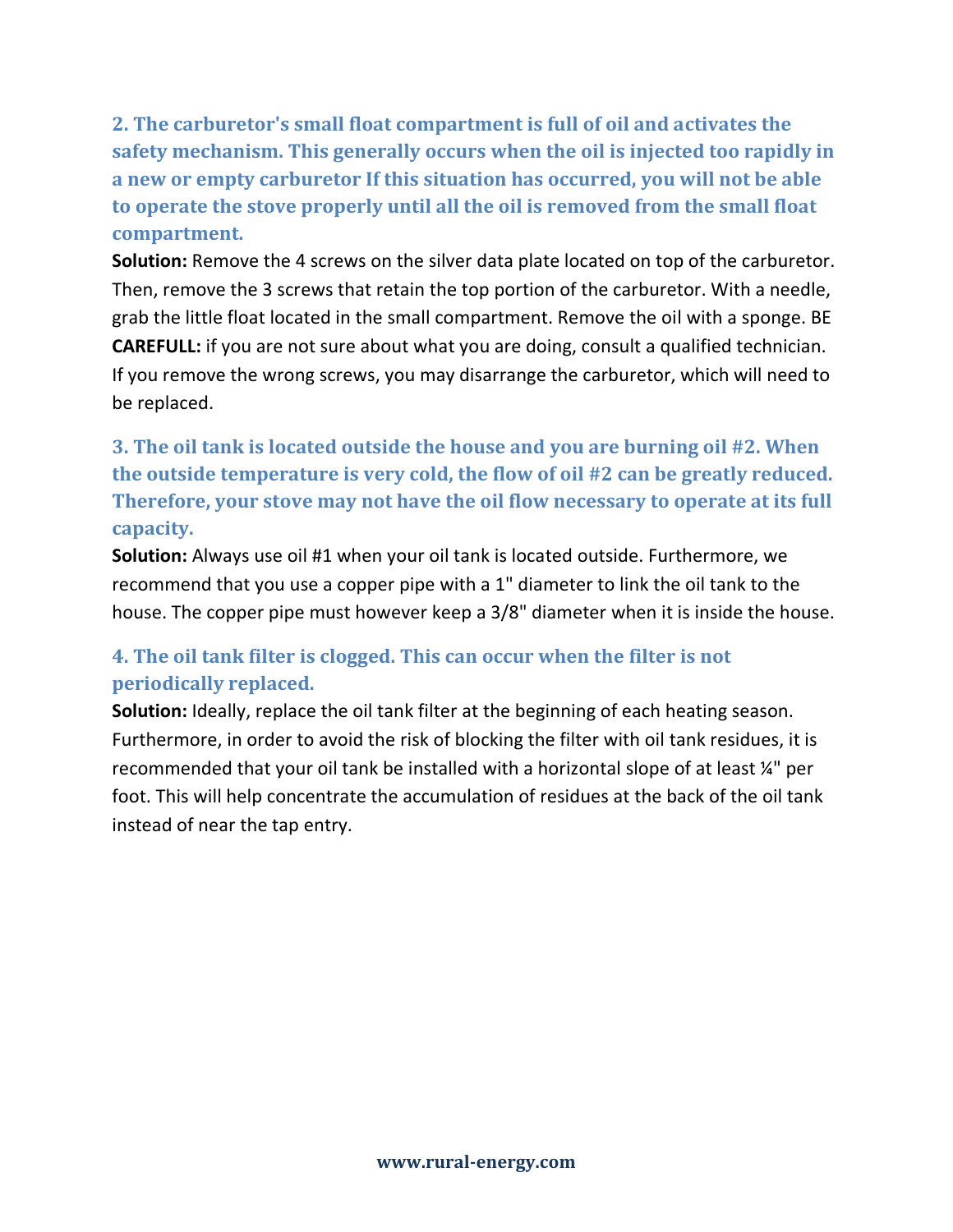### 2. The carburetor's small float compartment is full of oil and activates the safety mechanism. This generally occurs when the oil is injected too rapidly in a new or empty carburetor If this situation has occurred, you will not be able to operate the stove properly until all the oil is removed from the small float compartment.

**Solution:** Remove the 4 screws on the silver data plate located on top of the carburetor. Then, remove the 3 screws that retain the top portion of the carburetor. With a needle, grab the little float located in the small compartment. Remove the oil with a sponge. BE **CAREFULL:** if you are not sure about what you are doing, consult a qualified technician. If you remove the wrong screws, you may disarrange the carburetor, which will need to be replaced.

### 3. The oil tank is located outside the house and you are burning oil #2. When the outside temperature is very cold, the flow of oil #2 can be greatly reduced. Therefore, your stove may not have the oil flow necessary to operate at its full capacity.

**Solution:** Always use oil #1 when your oil tank is located outside. Furthermore, we recommend that you use a copper pipe with a 1" diameter to link the oil tank to the house. The copper pipe must however keep a 3/8" diameter when it is inside the house.

### 4. The oil tank filter is clogged. This can occur when the filter is not periodically replaced.

**Solution:** Ideally, replace the oil tank filter at the beginning of each heating season. Furthermore, in order to avoid the risk of blocking the filter with oil tank residues, it is recommended that your oil tank be installed with a horizontal slope of at least ¼" per foot. This will help concentrate the accumulation of residues at the back of the oil tank instead of near the tap entry.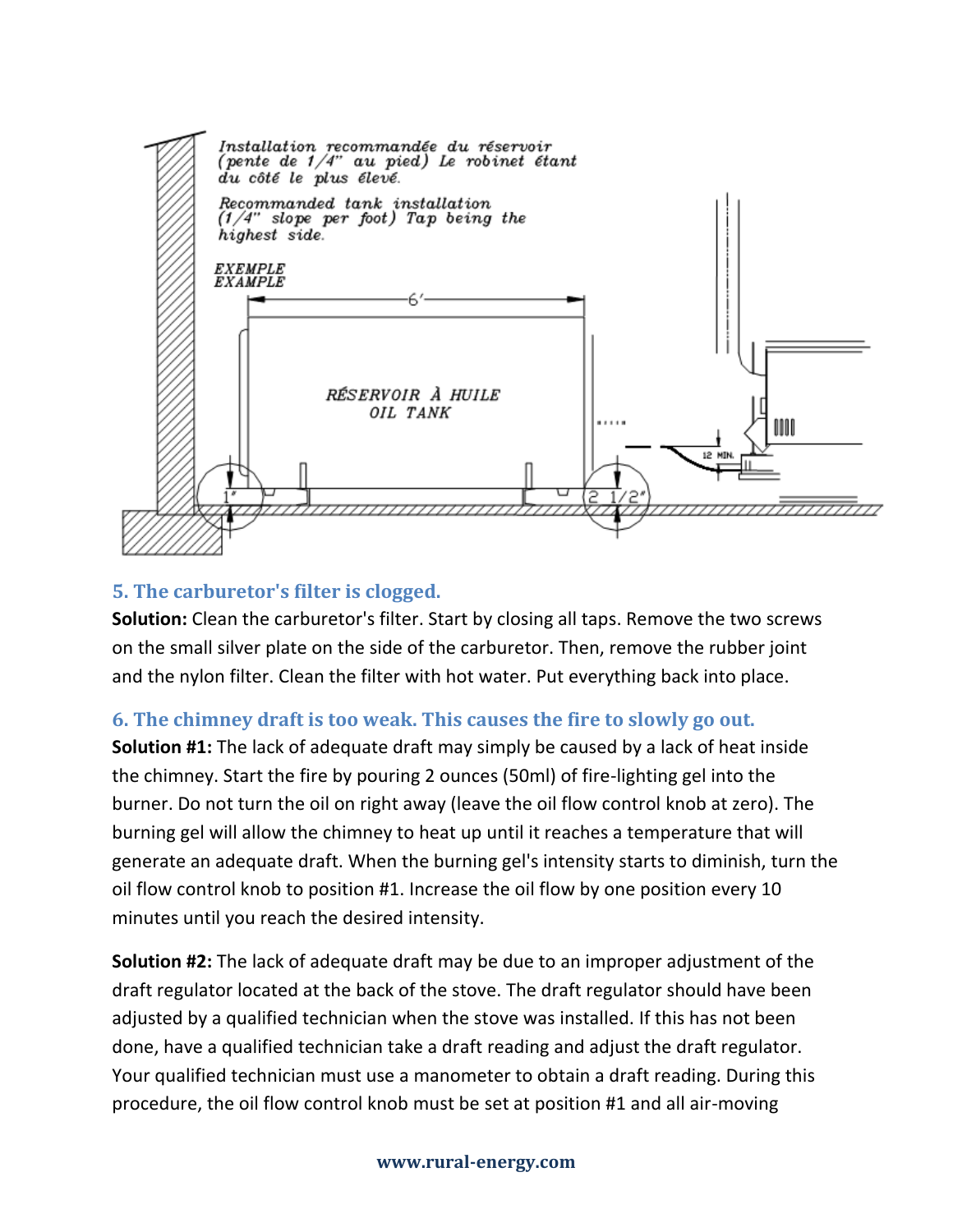*Installation recommandée du réservoir (pente de 1/4" au pied) Le robinet étant du côté le plus élevé.*

*Recommanded tank installation (1/4" slope per foot) Tap being the highest side.*

*EXEMPLE*
*EXAMPLE*

6'

RÉSERVOIR À HUILE
OIL TANK

1"

2 1/2"

12 MIN.

### 5. The carburetor's filter is clogged.

**Solution:** Clean the carburetor's filter. Start by closing all taps. Remove the two screws on the small silver plate on the side of the carburetor. Then, remove the rubber joint and the nylon filter. Clean the filter with hot water. Put everything back into place.

### 6. The chimney draft is too weak. This causes the fire to slowly go out.

**Solution #1:** The lack of adequate draft may simply be caused by a lack of heat inside the chimney. Start the fire by pouring 2 ounces (50ml) of fire-lighting gel into the burner. Do not turn the oil on right away (leave the oil flow control knob at zero). The burning gel will allow the chimney to heat up until it reaches a temperature that will generate an adequate draft. When the burning gel's intensity starts to diminish, turn the oil flow control knob to position #1. Increase the oil flow by one position every 10 minutes until you reach the desired intensity.

**Solution #2:** The lack of adequate draft may be due to an improper adjustment of the draft regulator located at the back of the stove. The draft regulator should have been adjusted by a qualified technician when the stove was installed. If this has not been done, have a qualified technician take a draft reading and adjust the draft regulator. Your qualified technician must use a manometer to obtain a draft reading. During this procedure, the oil flow control knob must be set at position #1 and all air-moving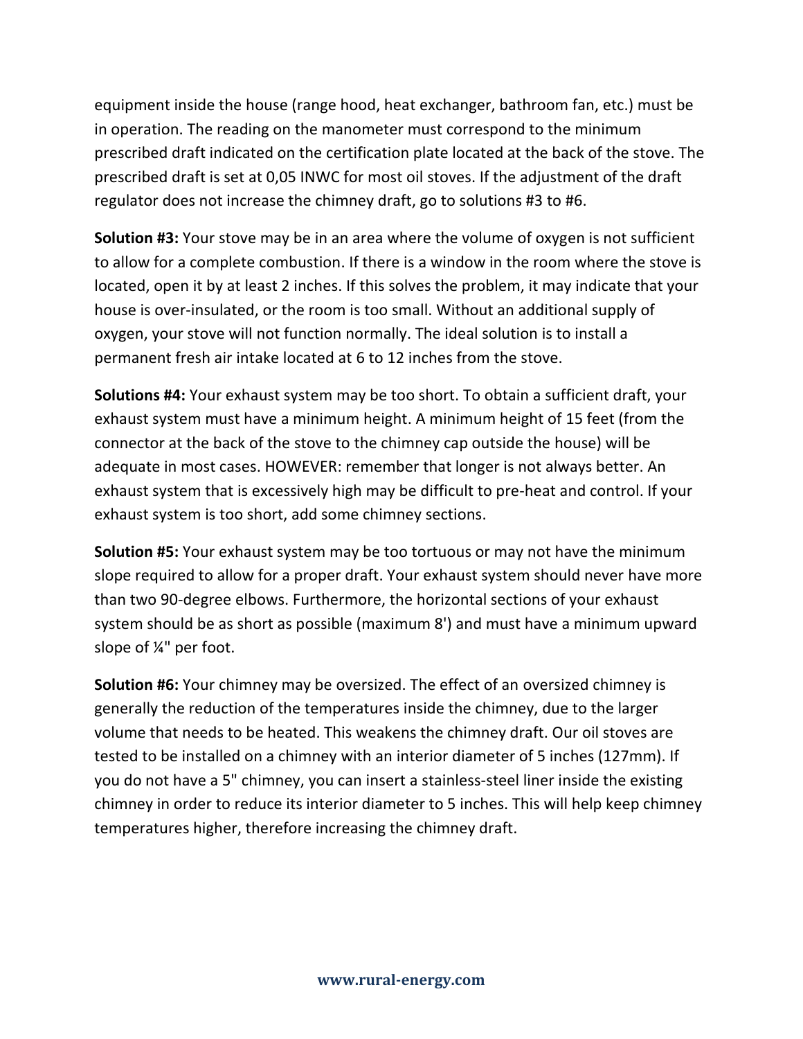equipment inside the house (range hood, heat exchanger, bathroom fan, etc.) must be in operation. The reading on the manometer must correspond to the minimum prescribed draft indicated on the certification plate located at the back of the stove. The prescribed draft is set at 0,05 INWC for most oil stoves. If the adjustment of the draft regulator does not increase the chimney draft, go to solutions #3 to #6.

**Solution #3:** Your stove may be in an area where the volume of oxygen is not sufficient to allow for a complete combustion. If there is a window in the room where the stove is located, open it by at least 2 inches. If this solves the problem, it may indicate that your house is over-insulated, or the room is too small. Without an additional supply of oxygen, your stove will not function normally. The ideal solution is to install a permanent fresh air intake located at 6 to 12 inches from the stove.

**Solutions #4:** Your exhaust system may be too short. To obtain a sufficient draft, your exhaust system must have a minimum height. A minimum height of 15 feet (from the connector at the back of the stove to the chimney cap outside the house) will be adequate in most cases. HOWEVER: remember that longer is not always better. An exhaust system that is excessively high may be difficult to pre-heat and control. If your exhaust system is too short, add some chimney sections.

**Solution #5:** Your exhaust system may be too tortuous or may not have the minimum slope required to allow for a proper draft. Your exhaust system should never have more than two 90-degree elbows. Furthermore, the horizontal sections of your exhaust system should be as short as possible (maximum 8') and must have a minimum upward slope of ¼" per foot.

**Solution #6:** Your chimney may be oversized. The effect of an oversized chimney is generally the reduction of the temperatures inside the chimney, due to the larger volume that needs to be heated. This weakens the chimney draft. Our oil stoves are tested to be installed on a chimney with an interior diameter of 5 inches (127mm). If you do not have a 5" chimney, you can insert a stainless-steel liner inside the existing chimney in order to reduce its interior diameter to 5 inches. This will help keep chimney temperatures higher, therefore increasing the chimney draft.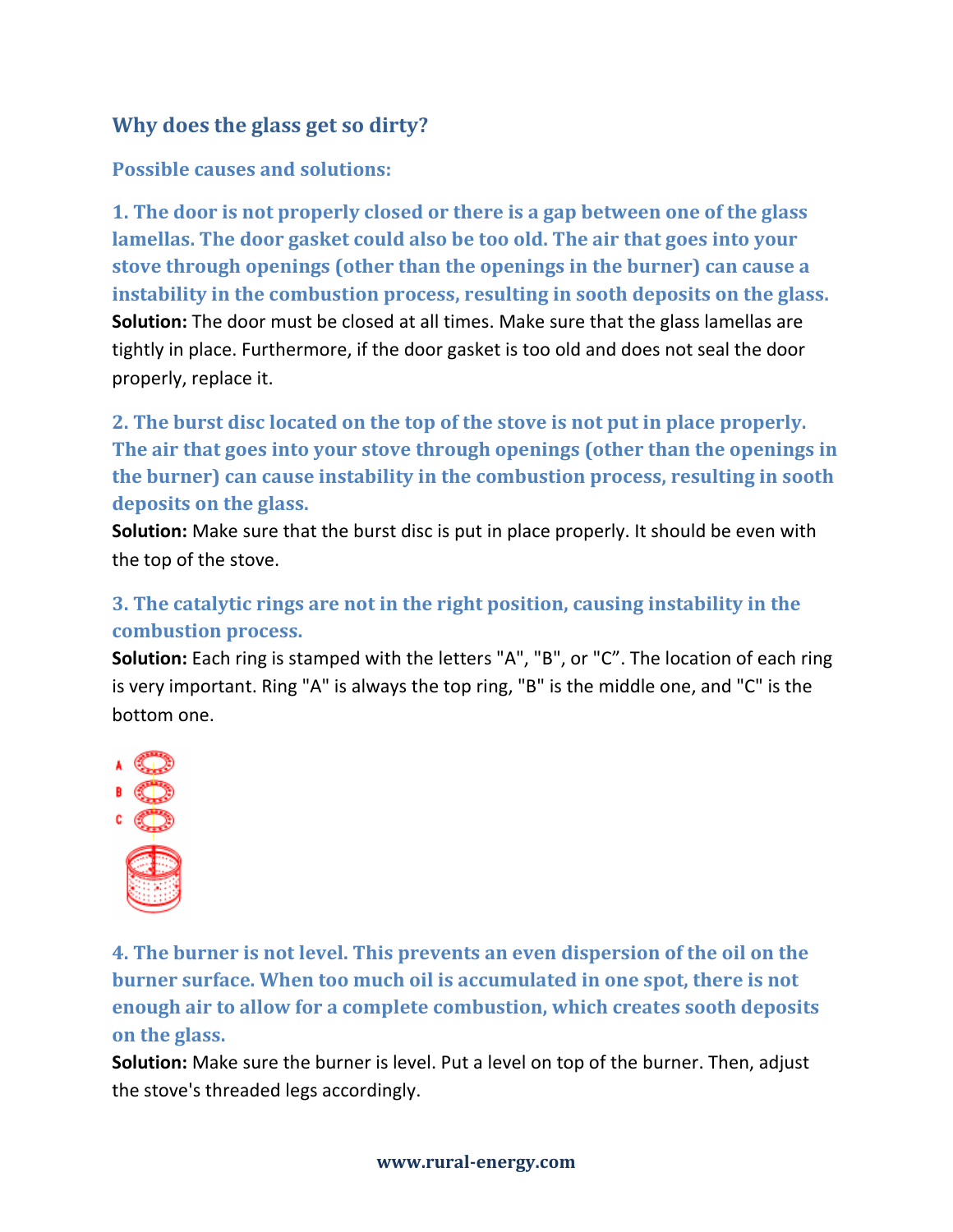## Why does the glass get so dirty?

### Possible causes and solutions:

### 1. The door is not properly closed or there is a gap between one of the glass lamellas. The door gasket could also be too old. The air that goes into your stove through openings (other than the openings in the burner) can cause a instability in the combustion process, resulting in sooth deposits on the glass.

**Solution:** The door must be closed at all times. Make sure that the glass lamellas are tightly in place. Furthermore, if the door gasket is too old and does not seal the door properly, replace it.

### 2. The burst disc located on the top of the stove is not put in place properly. The air that goes into your stove through openings (other than the openings in the burner) can cause instability in the combustion process, resulting in sooth deposits on the glass.

**Solution:** Make sure that the burst disc is put in place properly. It should be even with the top of the stove.

### 3. The catalytic rings are not in the right position, causing instability in the combustion process.

**Solution:** Each ring is stamped with the letters "A", "B", or "C". The location of each ring is very important. Ring "A" is always the top ring, "B" is the middle one, and "C" is the bottom one.

### 4. The burner is not level. This prevents an even dispersion of the oil on the burner surface. When too much oil is accumulated in one spot, there is not enough air to allow for a complete combustion, which creates sooth deposits on the glass.

**Solution:** Make sure the burner is level. Put a level on top of the burner. Then, adjust the stove's threaded legs accordingly.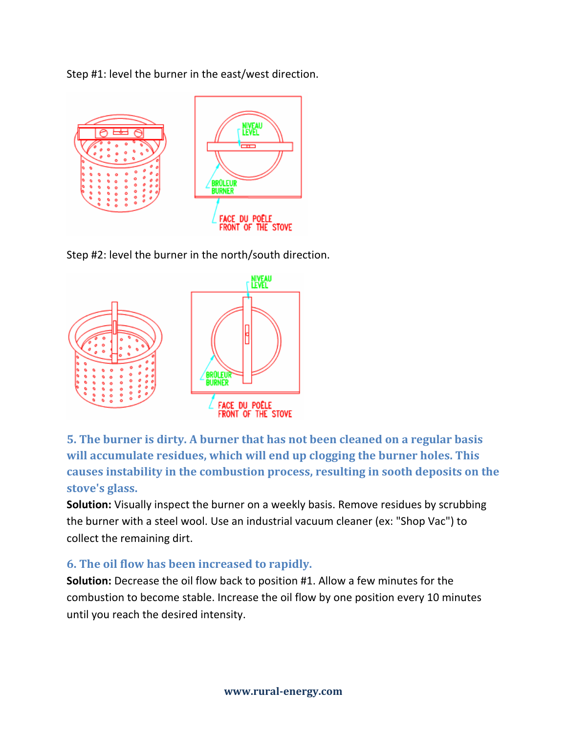Step #1: level the burner in the east/west direction.

Step #2: level the burner in the north/south direction.

### 5. The burner is dirty. A burner that has not been cleaned on a regular basis will accumulate residues, which will end up clogging the burner holes. This causes instability in the combustion process, resulting in sooth deposits on the stove's glass.

**Solution:** Visually inspect the burner on a weekly basis. Remove residues by scrubbing the burner with a steel wool. Use an industrial vacuum cleaner (ex: "Shop Vac") to collect the remaining dirt.

### 6. The oil flow has been increased to rapidly.

**Solution:** Decrease the oil flow back to position #1. Allow a few minutes for the combustion to become stable. Increase the oil flow by one position every 10 minutes until you reach the desired intensity.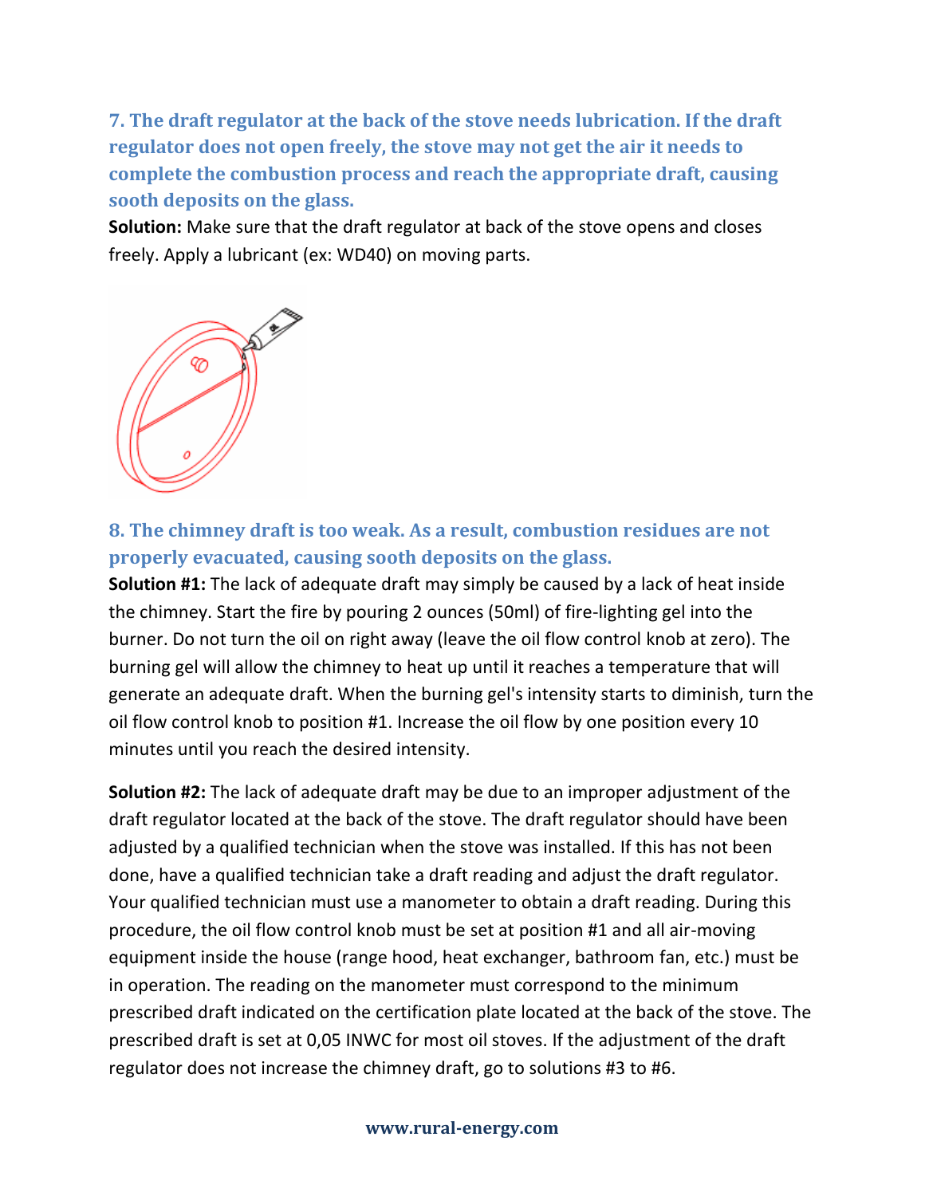### 7. The draft regulator at the back of the stove needs lubrication. If the draft regulator does not open freely, the stove may not get the air it needs to complete the combustion process and reach the appropriate draft, causing sooth deposits on the glass.

**Solution:** Make sure that the draft regulator at back of the stove opens and closes freely. Apply a lubricant (ex: WD40) on moving parts.

### 8. The chimney draft is too weak. As a result, combustion residues are not properly evacuated, causing sooth deposits on the glass.

**Solution #1:** The lack of adequate draft may simply be caused by a lack of heat inside the chimney. Start the fire by pouring 2 ounces (50ml) of fire-lighting gel into the burner. Do not turn the oil on right away (leave the oil flow control knob at zero). The burning gel will allow the chimney to heat up until it reaches a temperature that will generate an adequate draft. When the burning gel's intensity starts to diminish, turn the oil flow control knob to position #1. Increase the oil flow by one position every 10 minutes until you reach the desired intensity.

**Solution #2:** The lack of adequate draft may be due to an improper adjustment of the draft regulator located at the back of the stove. The draft regulator should have been adjusted by a qualified technician when the stove was installed. If this has not been done, have a qualified technician take a draft reading and adjust the draft regulator. Your qualified technician must use a manometer to obtain a draft reading. During this procedure, the oil flow control knob must be set at position #1 and all air-moving equipment inside the house (range hood, heat exchanger, bathroom fan, etc.) must be in operation. The reading on the manometer must correspond to the minimum prescribed draft indicated on the certification plate located at the back of the stove. The prescribed draft is set at 0,05 INWC for most oil stoves. If the adjustment of the draft regulator does not increase the chimney draft, go to solutions #3 to #6.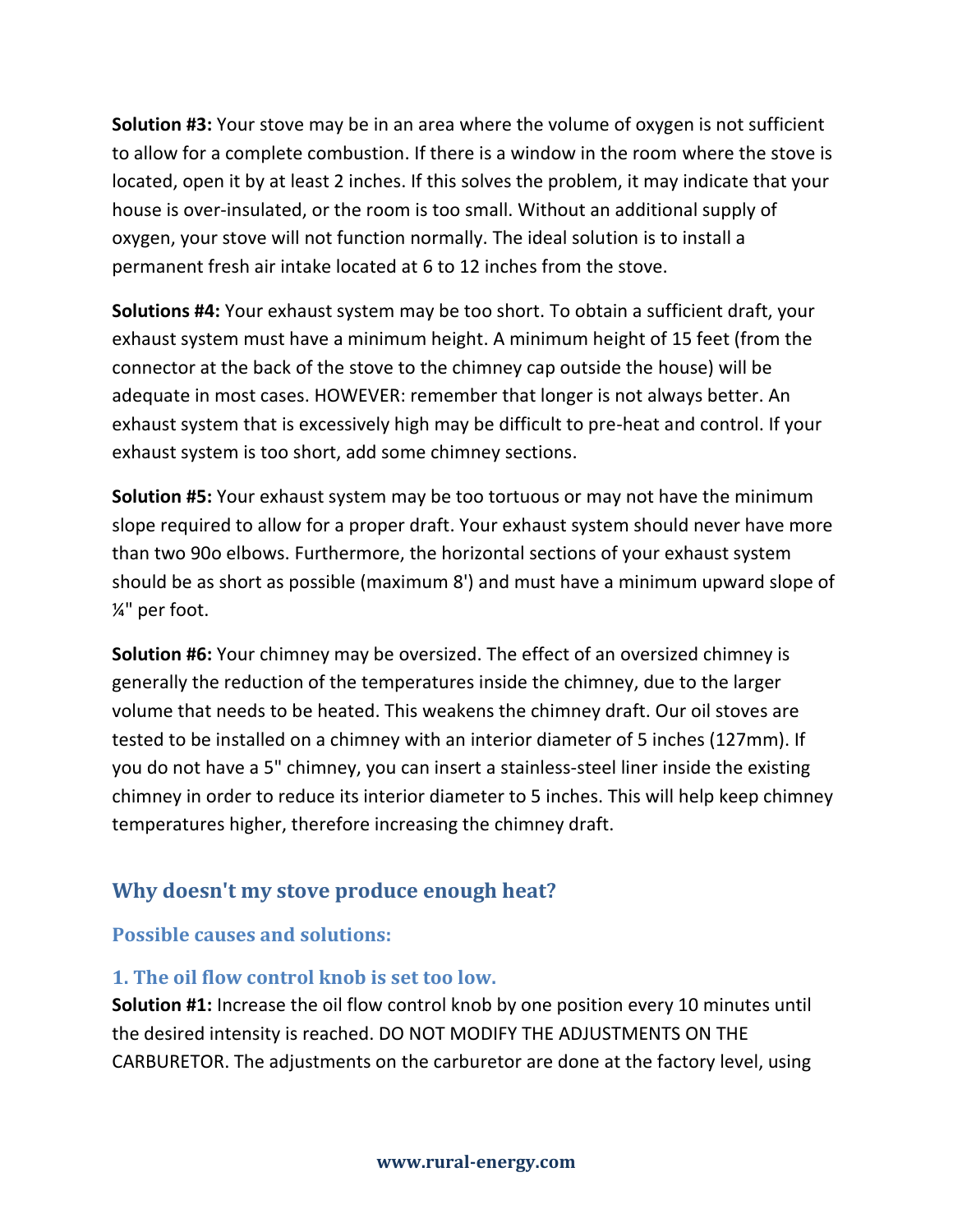**Solution #3:** Your stove may be in an area where the volume of oxygen is not sufficient to allow for a complete combustion. If there is a window in the room where the stove is located, open it by at least 2 inches. If this solves the problem, it may indicate that your house is over-insulated, or the room is too small. Without an additional supply of oxygen, your stove will not function normally. The ideal solution is to install a permanent fresh air intake located at 6 to 12 inches from the stove.

**Solutions #4:** Your exhaust system may be too short. To obtain a sufficient draft, your exhaust system must have a minimum height. A minimum height of 15 feet (from the connector at the back of the stove to the chimney cap outside the house) will be adequate in most cases. HOWEVER: remember that longer is not always better. An exhaust system that is excessively high may be difficult to pre-heat and control. If your exhaust system is too short, add some chimney sections.

**Solution #5:** Your exhaust system may be too tortuous or may not have the minimum slope required to allow for a proper draft. Your exhaust system should never have more than two 90o elbows. Furthermore, the horizontal sections of your exhaust system should be as short as possible (maximum 8') and must have a minimum upward slope of ¼" per foot.

**Solution #6:** Your chimney may be oversized. The effect of an oversized chimney is generally the reduction of the temperatures inside the chimney, due to the larger volume that needs to be heated. This weakens the chimney draft. Our oil stoves are tested to be installed on a chimney with an interior diameter of 5 inches (127mm). If you do not have a 5" chimney, you can insert a stainless-steel liner inside the existing chimney in order to reduce its interior diameter to 5 inches. This will help keep chimney temperatures higher, therefore increasing the chimney draft.

## Why doesn't my stove produce enough heat?

### Possible causes and solutions:

#### 1. The oil flow control knob is set too low.

**Solution #1:** Increase the oil flow control knob by one position every 10 minutes until the desired intensity is reached. DO NOT MODIFY THE ADJUSTMENTS ON THE CARBURETOR. The adjustments on the carburetor are done at the factory level, using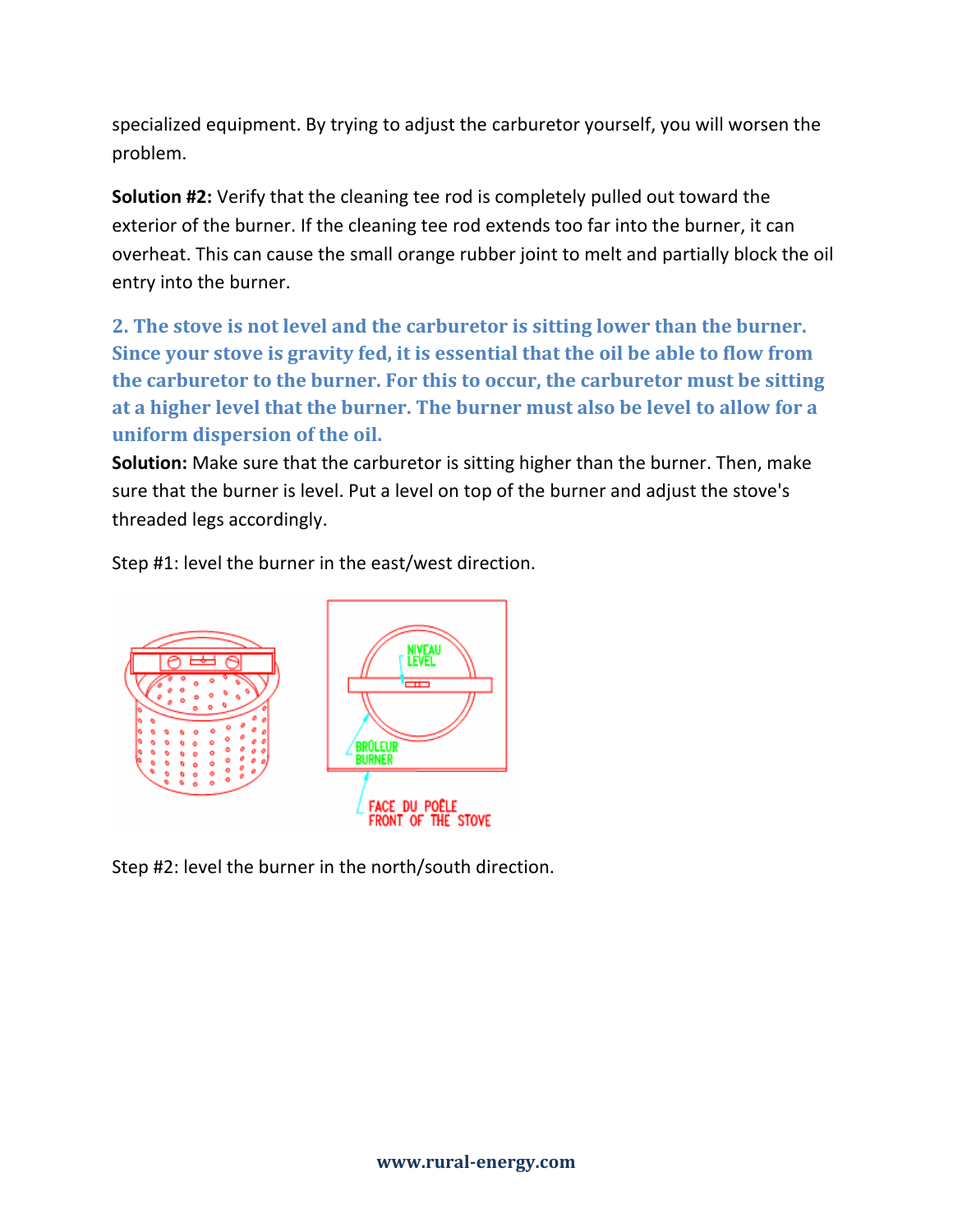specialized equipment. By trying to adjust the carburetor yourself, you will worsen the problem.

**Solution #2:** Verify that the cleaning tee rod is completely pulled out toward the exterior of the burner. If the cleaning tee rod extends too far into the burner, it can overheat. This can cause the small orange rubber joint to melt and partially block the oil entry into the burner.

### 2. The stove is not level and the carburetor is sitting lower than the burner. Since your stove is gravity fed, it is essential that the oil be able to flow from the carburetor to the burner. For this to occur, the carburetor must be sitting at a higher level that the burner. The burner must also be level to allow for a uniform dispersion of the oil.

**Solution:** Make sure that the carburetor is sitting higher than the burner. Then, make sure that the burner is level. Put a level on top of the burner and adjust the stove's threaded legs accordingly.

Step #1: level the burner in the east/west direction.

NIVEAU
LEVEL

BRÛLEUR
BURNER

FACE DU POÊLE
FRONT OF THE STOVE

Step #2: level the burner in the north/south direction.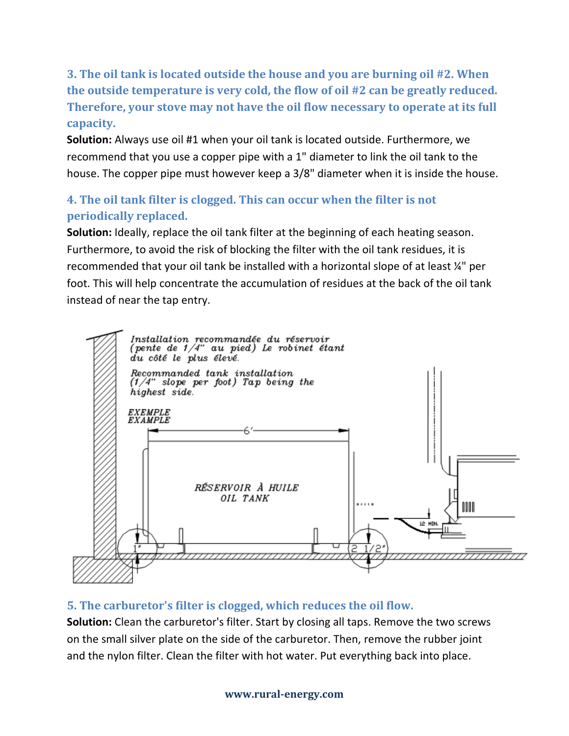### 3. The oil tank is located outside the house and you are burning oil #2. When the outside temperature is very cold, the flow of oil #2 can be greatly reduced. Therefore, your stove may not have the oil flow necessary to operate at its full capacity.

**Solution:** Always use oil #1 when your oil tank is located outside. Furthermore, we recommend that you use a copper pipe with a 1" diameter to link the oil tank to the house. The copper pipe must however keep a 3/8" diameter when it is inside the house.

### 4. The oil tank filter is clogged. This can occur when the filter is not periodically replaced.

**Solution:** Ideally, replace the oil tank filter at the beginning of each heating season. Furthermore, to avoid the risk of blocking the filter with the oil tank residues, it is recommended that your oil tank be installed with a horizontal slope of at least ¼" per foot. This will help concentrate the accumulation of residues at the back of the oil tank instead of near the tap entry.

Installation recommandée du réservoir (pente de 1/4" au pied) Le robinet étant du côté le plus élevé.

Recommanded tank installation (1/4" slope per foot) Tap being the highest side.

EXEMPLE
EXAMPLE

6'

RÉSERVOIR À HUILE
OIL TANK

1"

2 1/2"

12 MIN.

### 5. The carburetor's filter is clogged, which reduces the oil flow.

**Solution:** Clean the carburetor's filter. Start by closing all taps. Remove the two screws on the small silver plate on the side of the carburetor. Then, remove the rubber joint and the nylon filter. Clean the filter with hot water. Put everything back into place.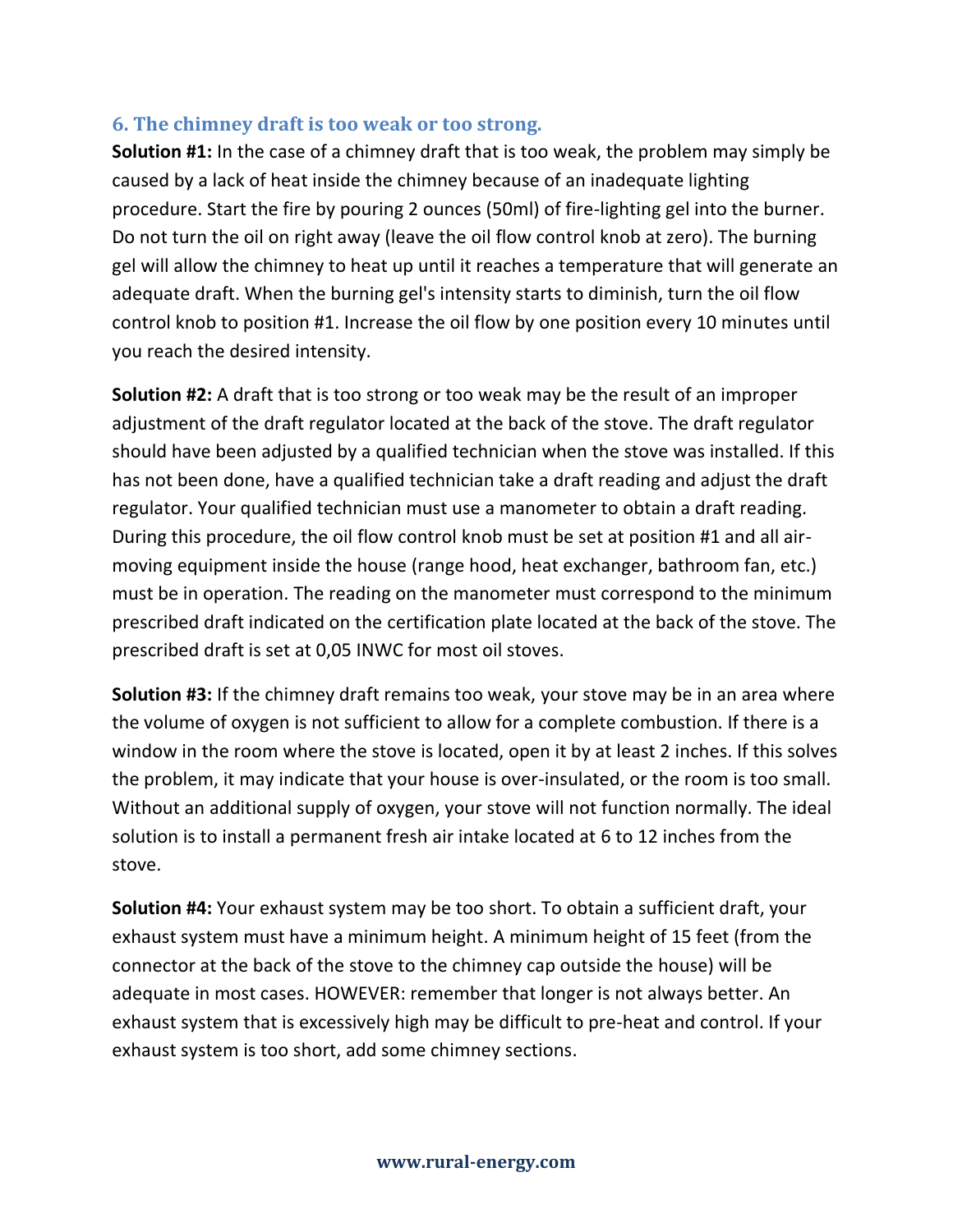### 6. The chimney draft is too weak or too strong.

**Solution #1:** In the case of a chimney draft that is too weak, the problem may simply be caused by a lack of heat inside the chimney because of an inadequate lighting procedure. Start the fire by pouring 2 ounces (50ml) of fire-lighting gel into the burner. Do not turn the oil on right away (leave the oil flow control knob at zero). The burning gel will allow the chimney to heat up until it reaches a temperature that will generate an adequate draft. When the burning gel's intensity starts to diminish, turn the oil flow control knob to position #1. Increase the oil flow by one position every 10 minutes until you reach the desired intensity.

**Solution #2:** A draft that is too strong or too weak may be the result of an improper adjustment of the draft regulator located at the back of the stove. The draft regulator should have been adjusted by a qualified technician when the stove was installed. If this has not been done, have a qualified technician take a draft reading and adjust the draft regulator. Your qualified technician must use a manometer to obtain a draft reading. During this procedure, the oil flow control knob must be set at position #1 and all air-moving equipment inside the house (range hood, heat exchanger, bathroom fan, etc.) must be in operation. The reading on the manometer must correspond to the minimum prescribed draft indicated on the certification plate located at the back of the stove. The prescribed draft is set at 0,05 INWC for most oil stoves.

**Solution #3:** If the chimney draft remains too weak, your stove may be in an area where the volume of oxygen is not sufficient to allow for a complete combustion. If there is a window in the room where the stove is located, open it by at least 2 inches. If this solves the problem, it may indicate that your house is over-insulated, or the room is too small. Without an additional supply of oxygen, your stove will not function normally. The ideal solution is to install a permanent fresh air intake located at 6 to 12 inches from the stove.

**Solution #4:** Your exhaust system may be too short. To obtain a sufficient draft, your exhaust system must have a minimum height. A minimum height of 15 feet (from the connector at the back of the stove to the chimney cap outside the house) will be adequate in most cases. HOWEVER: remember that longer is not always better. An exhaust system that is excessively high may be difficult to pre-heat and control. If your exhaust system is too short, add some chimney sections.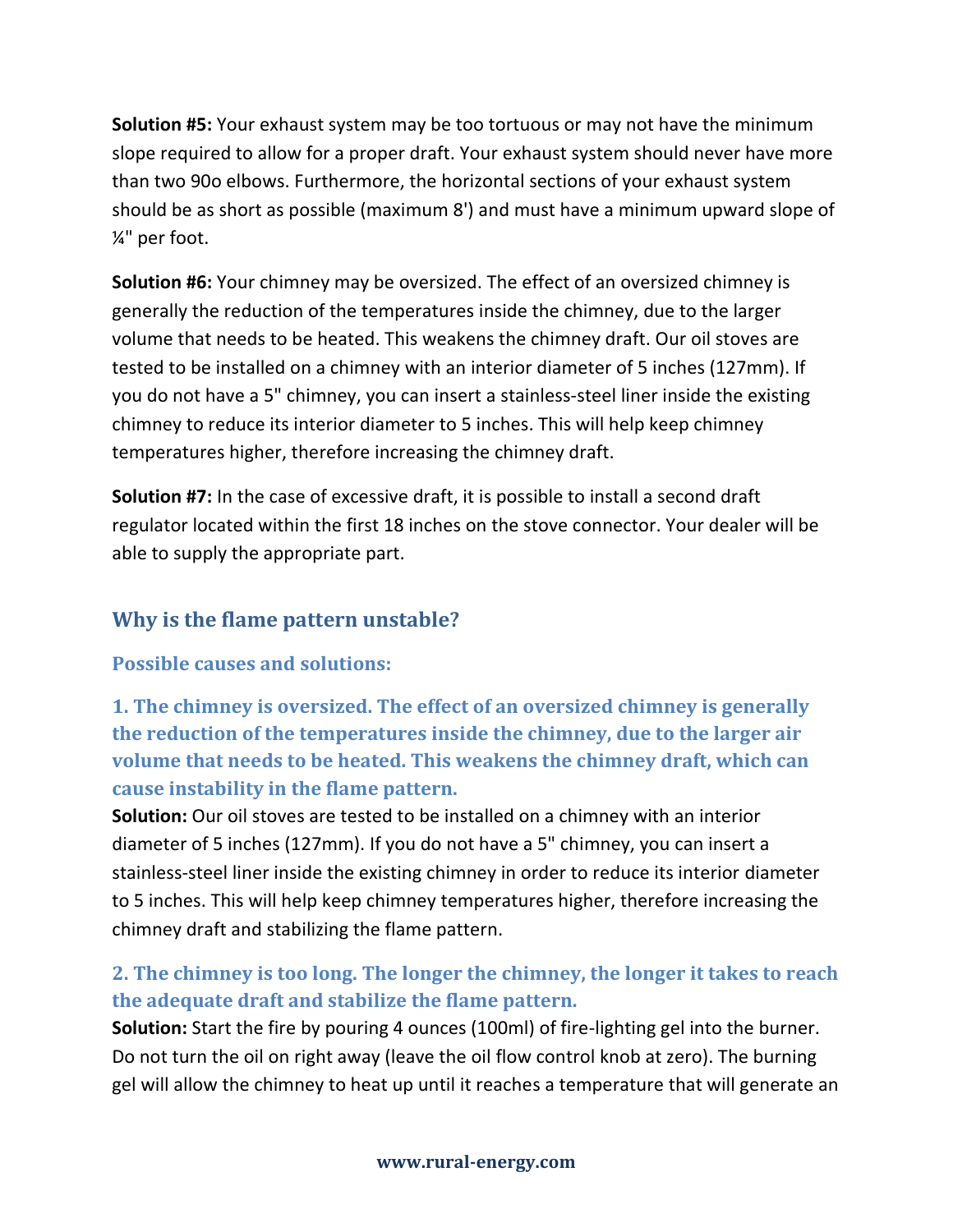**Solution #5:** Your exhaust system may be too tortuous or may not have the minimum slope required to allow for a proper draft. Your exhaust system should never have more than two 90o elbows. Furthermore, the horizontal sections of your exhaust system should be as short as possible (maximum 8') and must have a minimum upward slope of ¼" per foot.

**Solution #6:** Your chimney may be oversized. The effect of an oversized chimney is generally the reduction of the temperatures inside the chimney, due to the larger volume that needs to be heated. This weakens the chimney draft. Our oil stoves are tested to be installed on a chimney with an interior diameter of 5 inches (127mm). If you do not have a 5" chimney, you can insert a stainless-steel liner inside the existing chimney to reduce its interior diameter to 5 inches. This will help keep chimney temperatures higher, therefore increasing the chimney draft.

**Solution #7:** In the case of excessive draft, it is possible to install a second draft regulator located within the first 18 inches on the stove connector. Your dealer will be able to supply the appropriate part.

## Why is the flame pattern unstable?

### Possible causes and solutions:

### 1. The chimney is oversized. The effect of an oversized chimney is generally the reduction of the temperatures inside the chimney, due to the larger air volume that needs to be heated. This weakens the chimney draft, which can cause instability in the flame pattern.

**Solution:** Our oil stoves are tested to be installed on a chimney with an interior diameter of 5 inches (127mm). If you do not have a 5" chimney, you can insert a stainless-steel liner inside the existing chimney in order to reduce its interior diameter to 5 inches. This will help keep chimney temperatures higher, therefore increasing the chimney draft and stabilizing the flame pattern.

### 2. The chimney is too long. The longer the chimney, the longer it takes to reach the adequate draft and stabilize the flame pattern.

**Solution:** Start the fire by pouring 4 ounces (100ml) of fire-lighting gel into the burner. Do not turn the oil on right away (leave the oil flow control knob at zero). The burning gel will allow the chimney to heat up until it reaches a temperature that will generate an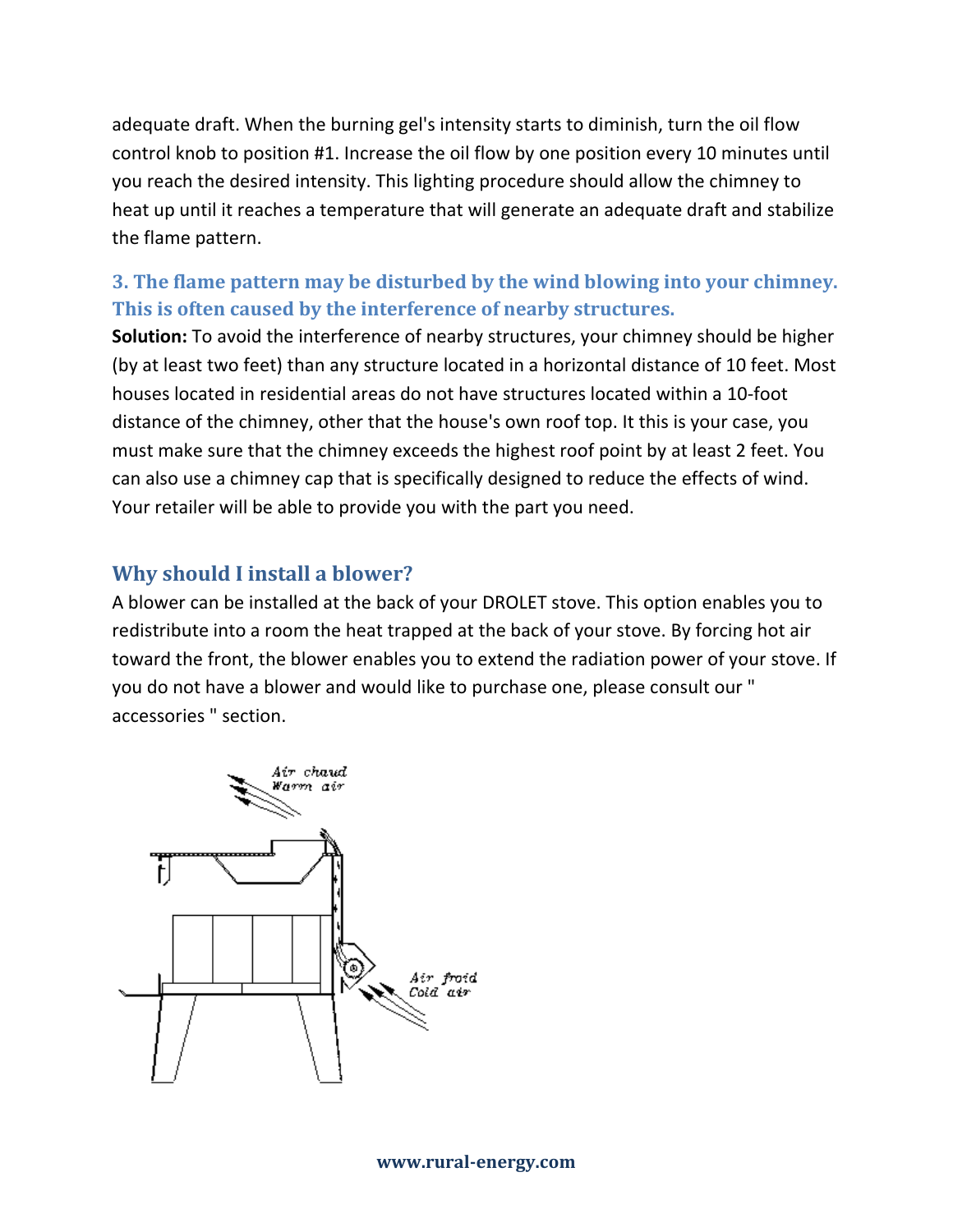adequate draft. When the burning gel's intensity starts to diminish, turn the oil flow control knob to position #1. Increase the oil flow by one position every 10 minutes until you reach the desired intensity. This lighting procedure should allow the chimney to heat up until it reaches a temperature that will generate an adequate draft and stabilize the flame pattern.

### 3. The flame pattern may be disturbed by the wind blowing into your chimney. This is often caused by the interference of nearby structures.

**Solution:** To avoid the interference of nearby structures, your chimney should be higher (by at least two feet) than any structure located in a horizontal distance of 10 feet. Most houses located in residential areas do not have structures located within a 10-foot distance of the chimney, other that the house's own roof top. It this is your case, you must make sure that the chimney exceeds the highest roof point by at least 2 feet. You can also use a chimney cap that is specifically designed to reduce the effects of wind. Your retailer will be able to provide you with the part you need.

## Why should I install a blower?

A blower can be installed at the back of your DROLET stove. This option enables you to redistribute into a room the heat trapped at the back of your stove. By forcing hot air toward the front, the blower enables you to extend the radiation power of your stove. If you do not have a blower and would like to purchase one, please consult our " accessories " section.

Air chaud
Warm air

Air froid
Cold air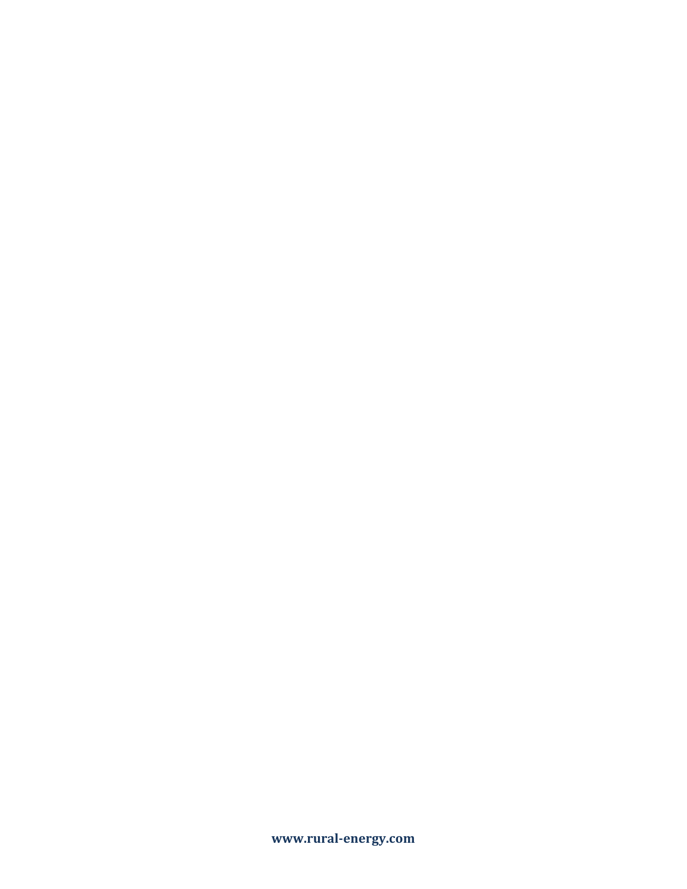**www.rural-energy.com**